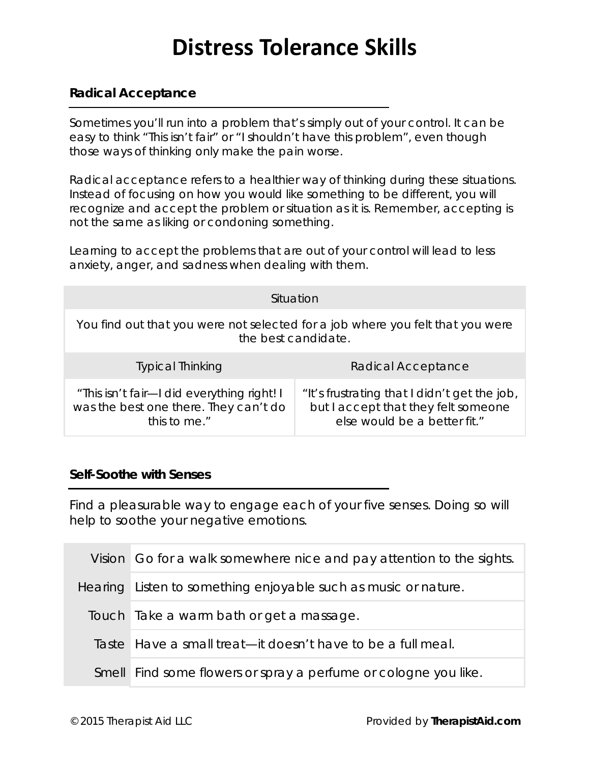# Distress Tolerance Skills

## Radical Acceptance

Sometimes you'll run into a problem that's simply out of your control. It can be easy to think "This isn't fair" or "I shouldn't have this problem", even though those ways of thinking only make the pain worse.

Radical acceptance refers to a healthier way of thinking during these situations. Instead of focusing on how you would like something to be different, you will recognize and accept the problem or situation as it is. Remember, accepting is not the same as liking or condoning something.

Learning to accept the problems that are out of your control will lead to less anxiety, anger, and sadness when dealing with them.

| Situation | |
|---|---|
| You find out that you were not selected for a job where you felt that you were the best candidate. | |
| **Typical Thinking** | **Radical Acceptance** |
| "This isn't fair—I did everything right! I was the best one there. They can't do this to me." | "It's frustrating that I didn't get the job, but I accept that they felt someone else would be a better fit." |

## Self-Soothe with Senses

Find a pleasurable way to engage each of your five senses. Doing so will help to soothe your negative emotions.

| Sense | Activity |
|---|---|
| Vision | Go for a walk somewhere nice and pay attention to the sights. |
| Hearing | Listen to something enjoyable such as music or nature. |
| Touch | Take a warm bath or get a massage. |
| Taste | Have a small treat—it doesn't have to be a full meal. |
| Smell | Find some flowers or spray a perfume or cologne you like. |

© 2015 Therapist Aid LLC Provided by **TherapistAid.com**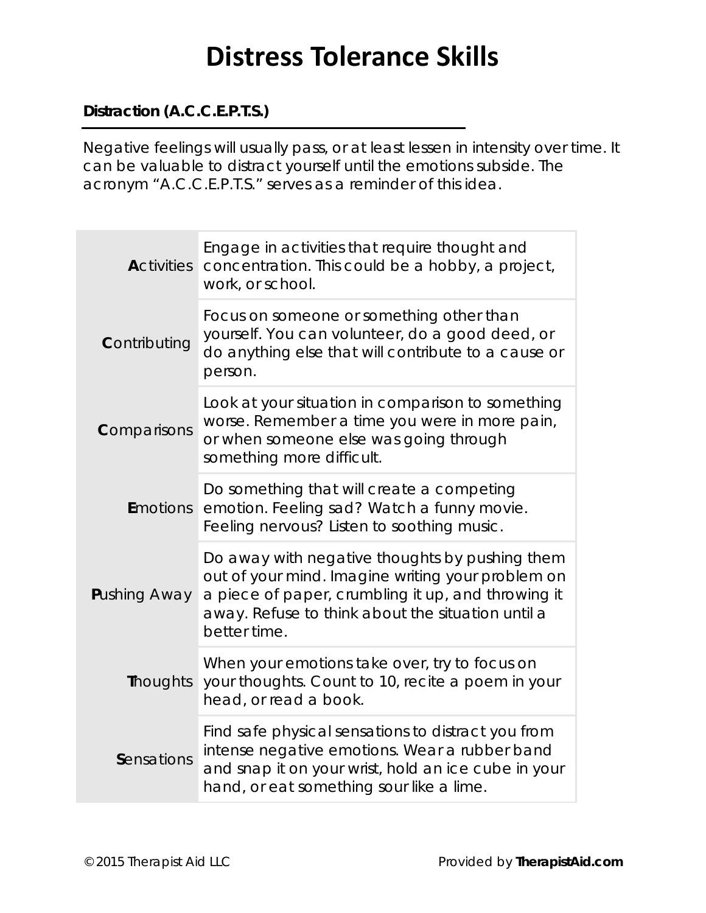# Distress Tolerance Skills

## Distraction (A.C.C.E.P.T.S.)

Negative feelings will usually pass, or at least lessen in intensity over time. It can be valuable to distract yourself until the emotions subside. The acronym "A.C.C.E.P.T.S." serves as a reminder of this idea.

| | |
|---|---|
| **A**ctivities | Engage in activities that require thought and concentration. This could be a hobby, a project, work, or school. |
| **C**ontributing | Focus on someone or something other than yourself. You can volunteer, do a good deed, or do anything else that will contribute to a cause or person. |
| **C**omparisons | Look at your situation in comparison to something worse. Remember a time you were in more pain, or when someone else was going through something more difficult. |
| **E**motions | Do something that will create a competing emotion. Feeling sad? Watch a funny movie. Feeling nervous? Listen to soothing music. |
| **P**ushing Away | Do away with negative thoughts by pushing them out of your mind. Imagine writing your problem on a piece of paper, crumbling it up, and throwing it away. Refuse to think about the situation until a better time. |
| **T**houghts | When your emotions take over, try to focus on your thoughts. Count to 10, recite a poem in your head, or read a book. |
| **S**ensations | Find safe physical sensations to distract you from intense negative emotions. Wear a rubber band and snap it on your wrist, hold an ice cube in your hand, or eat something sour like a lime. |

© 2015 Therapist Aid LLC

Provided by **TherapistAid.com**